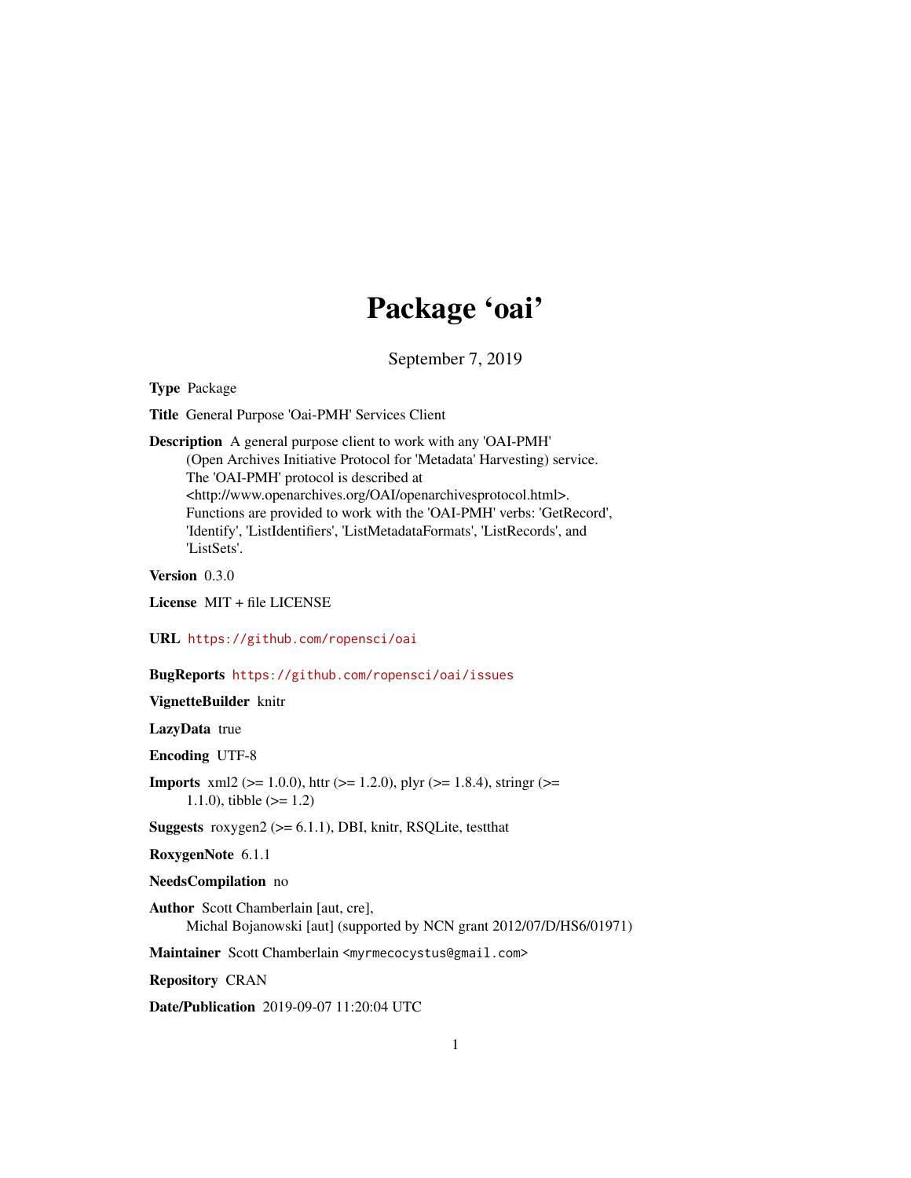# Package 'oai'

September 7, 2019

**Type** Package

**Title** General Purpose 'Oai-PMH' Services Client

**Description** A general purpose client to work with any 'OAI-PMH' (Open Archives Initiative Protocol for 'Metadata' Harvesting) service. The 'OAI-PMH' protocol is described at <http://www.openarchives.org/OAI/openarchivesprotocol.html>. Functions are provided to work with the 'OAI-PMH' verbs: 'GetRecord', 'Identify', 'ListIdentifiers', 'ListMetadataFormats', 'ListRecords', and 'ListSets'.

**Version** 0.3.0

**License** MIT + file LICENSE

**URL** https://github.com/ropensci/oai

**BugReports** https://github.com/ropensci/oai/issues

**VignetteBuilder** knitr

**LazyData** true

**Encoding** UTF-8

**Imports** xml2 (>= 1.0.0), httr (>= 1.2.0), plyr (>= 1.8.4), stringr (>= 1.1.0), tibble (>= 1.2)

**Suggests** roxygen2 (>= 6.1.1), DBI, knitr, RSQLite, testthat

**RoxygenNote** 6.1.1

**NeedsCompilation** no

**Author** Scott Chamberlain [aut, cre], Michal Bojanowski [aut] (supported by NCN grant 2012/07/D/HS6/01971)

**Maintainer** Scott Chamberlain <myrmecocystus@gmail.com>

**Repository** CRAN

**Date/Publication** 2019-09-07 11:20:04 UTC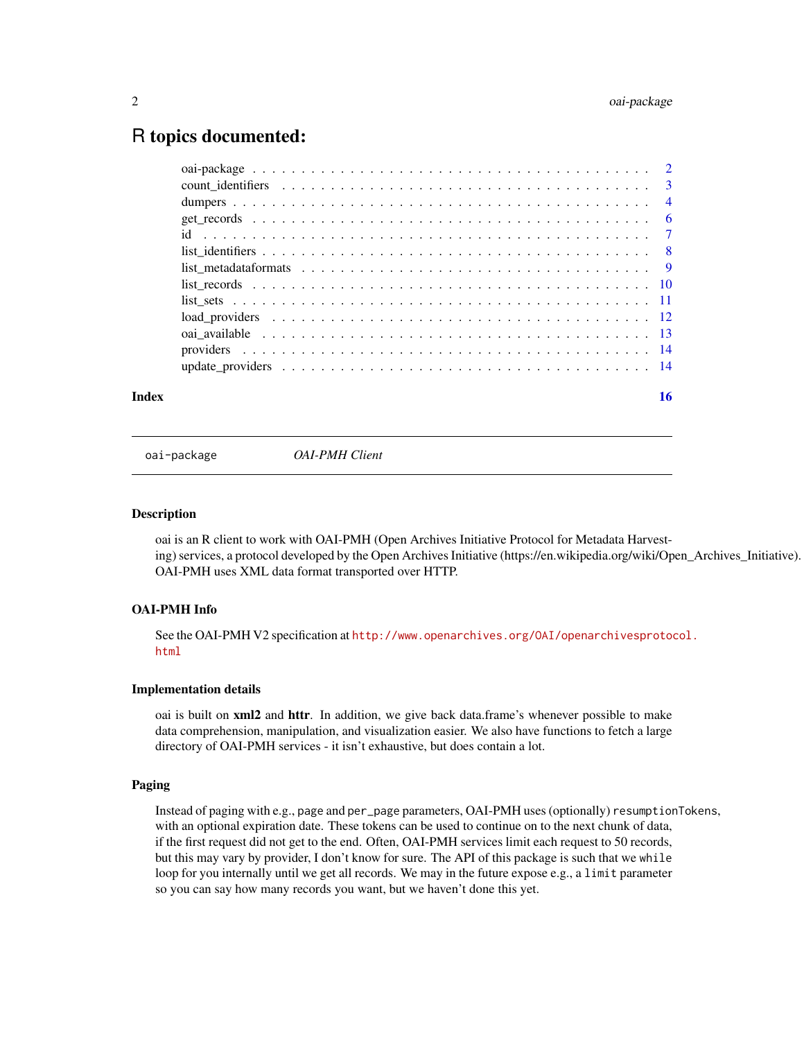# R topics documented:

- oai-package . . . . . . . . . . . . . . . . . . . . . . . . . . . . . . . . . . . . . . . . 2
- count_identifiers . . . . . . . . . . . . . . . . . . . . . . . . . . . . . . . . . . . . . 3
- dumpers . . . . . . . . . . . . . . . . . . . . . . . . . . . . . . . . . . . . . . . . . 4
- get_records . . . . . . . . . . . . . . . . . . . . . . . . . . . . . . . . . . . . . . . 6
- id . . . . . . . . . . . . . . . . . . . . . . . . . . . . . . . . . . . . . . . . . . . 7
- list_identifiers . . . . . . . . . . . . . . . . . . . . . . . . . . . . . . . . . . . . . 8
- list_metadataformats . . . . . . . . . . . . . . . . . . . . . . . . . . . . . . . . . . 9
- list_records . . . . . . . . . . . . . . . . . . . . . . . . . . . . . . . . . . . . . . 10
- list_sets . . . . . . . . . . . . . . . . . . . . . . . . . . . . . . . . . . . . . . . . 11
- load_providers . . . . . . . . . . . . . . . . . . . . . . . . . . . . . . . . . . . . . 12
- oai_available . . . . . . . . . . . . . . . . . . . . . . . . . . . . . . . . . . . . . . 13
- providers . . . . . . . . . . . . . . . . . . . . . . . . . . . . . . . . . . . . . . . . 14
- update_providers . . . . . . . . . . . . . . . . . . . . . . . . . . . . . . . . . . . . 14

**Index** **16**

---

`oai-package` *OAI-PMH Client*

---

## Description

oai is an R client to work with OAI-PMH (Open Archives Initiative Protocol for Metadata Harvesting) services, a protocol developed by the Open Archives Initiative (https://en.wikipedia.org/wiki/Open_Archives_Initiative). OAI-PMH uses XML data format transported over HTTP.

## OAI-PMH Info

See the OAI-PMH V2 specification at `http://www.openarchives.org/OAI/openarchivesprotocol.html`

## Implementation details

oai is built on **xml2** and **httr**. In addition, we give back data.frame's whenever possible to make data comprehension, manipulation, and visualization easier. We also have functions to fetch a large directory of OAI-PMH services - it isn't exhaustive, but does contain a lot.

## Paging

Instead of paging with e.g., `page` and `per_page` parameters, OAI-PMH uses (optionally) `resumptionTokens`, with an optional expiration date. These tokens can be used to continue on to the next chunk of data, if the first request did not get to the end. Often, OAI-PMH services limit each request to 50 records, but this may vary by provider, I don't know for sure. The API of this package is such that we `while` loop for you internally until we get all records. We may in the future expose e.g., a `limit` parameter so you can say how many records you want, but we haven't done this yet.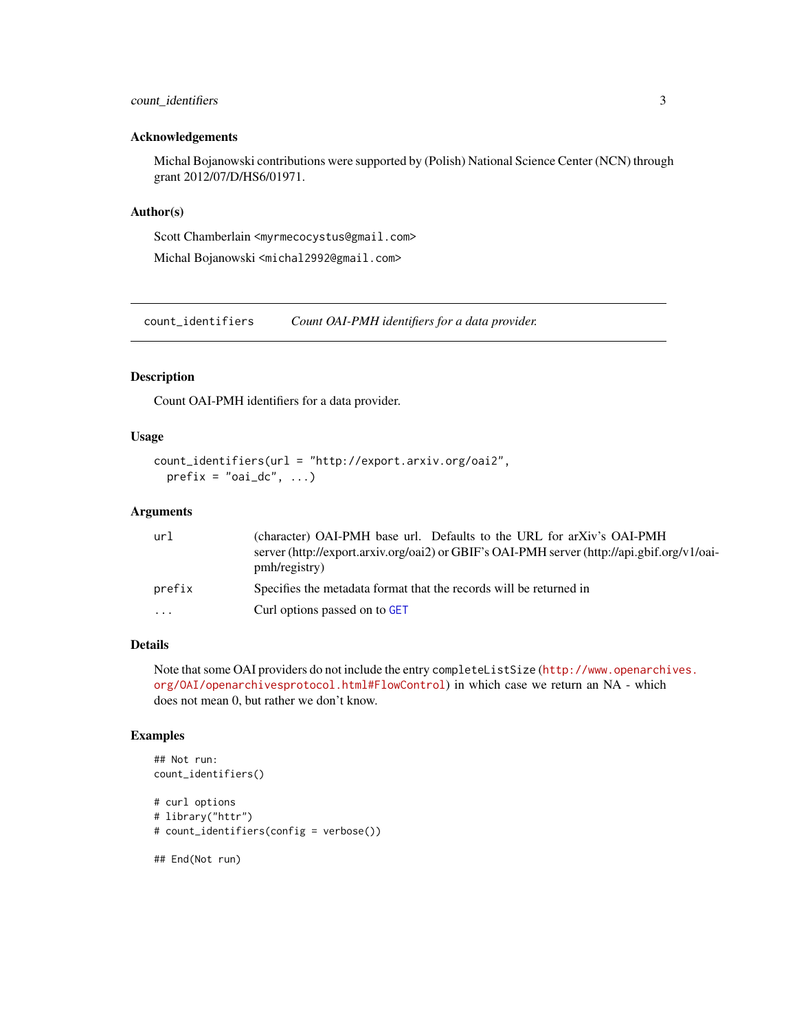### Acknowledgements

Michal Bojanowski contributions were supported by (Polish) National Science Center (NCN) through grant 2012/07/D/HS6/01971.

### Author(s)

Scott Chamberlain <myrmecocystus@gmail.com>

Michal Bojanowski <michal2992@gmail.com>

---

## count_identifiers    *Count OAI-PMH identifiers for a data provider.*

---

### Description

Count OAI-PMH identifiers for a data provider.

### Usage

```
count_identifiers(url = "http://export.arxiv.org/oai2",
  prefix = "oai_dc", ...)
```

### Arguments

| | |
|---|---|
| url | (character) OAI-PMH base url. Defaults to the URL for arXiv's OAI-PMH server (http://export.arxiv.org/oai2) or GBIF's OAI-PMH server (http://api.gbif.org/v1/oai-pmh/registry) |
| prefix | Specifies the metadata format that the records will be returned in |
| ... | Curl options passed on to GET |

### Details

Note that some OAI providers do not include the entry completeListSize (http://www.openarchives.org/OAI/openarchivesprotocol.html#FlowControl) in which case we return an NA - which does not mean 0, but rather we don't know.

### Examples

```
## Not run:
count_identifiers()

# curl options
# library("httr")
# count_identifiers(config = verbose())

## End(Not run)
```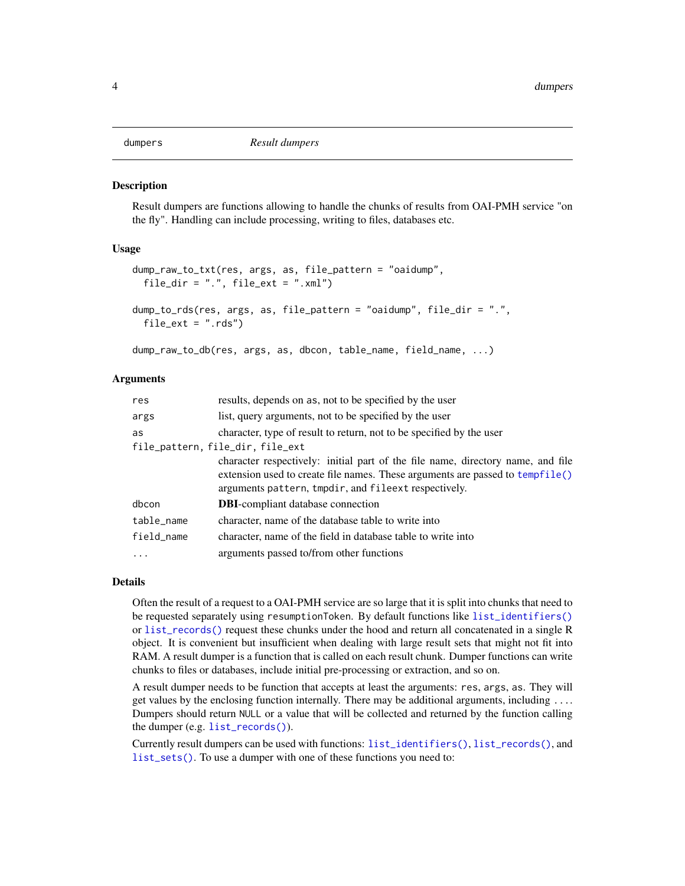## dumpers — *Result dumpers*

### Description

Result dumpers are functions allowing to handle the chunks of results from OAI-PMH service "on the fly". Handling can include processing, writing to files, databases etc.

### Usage

```
dump_raw_to_txt(res, args, as, file_pattern = "oaidump",
  file_dir = ".", file_ext = ".xml")

dump_to_rds(res, args, as, file_pattern = "oaidump", file_dir = ".",
  file_ext = ".rds")

dump_raw_to_db(res, args, as, dbcon, table_name, field_name, ...)
```

### Arguments

| | |
|---|---|
| `res` | results, depends on `as`, not to be specified by the user |
| `args` | list, query arguments, not to be specified by the user |
| `as` | character, type of result to return, not to be specified by the user |
| `file_pattern, file_dir, file_ext` | character respectively: initial part of the file name, directory name, and file extension used to create file names. These arguments are passed to `tempfile()` arguments `pattern`, `tmpdir`, and `fileext` respectively. |
| `dbcon` | **DBI**-compliant database connection |
| `table_name` | character, name of the database table to write into |
| `field_name` | character, name of the field in database table to write into |
| `...` | arguments passed to/from other functions |

### Details

Often the result of a request to a OAI-PMH service are so large that it is split into chunks that need to be requested separately using `resumptionToken`. By default functions like `list_identifiers()` or `list_records()` request these chunks under the hood and return all concatenated in a single R object. It is convenient but insufficient when dealing with large result sets that might not fit into RAM. A result dumper is a function that is called on each result chunk. Dumper functions can write chunks to files or databases, include initial pre-processing or extraction, and so on.

A result dumper needs to be function that accepts at least the arguments: `res`, `args`, `as`. They will get values by the enclosing function internally. There may be additional arguments, including `...`. Dumpers should return `NULL` or a value that will be collected and returned by the function calling the dumper (e.g. `list_records()`).

Currently result dumpers can be used with functions: `list_identifiers()`, `list_records()`, and `list_sets()`. To use a dumper with one of these functions you need to: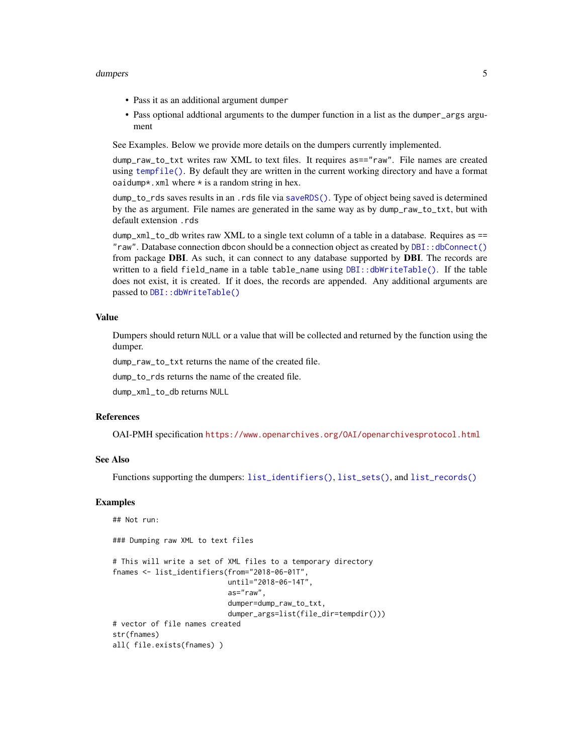- Pass it as an additional argument dumper
- Pass optional addtional arguments to the dumper function in a list as the dumper_args argument

See Examples. Below we provide more details on the dumpers currently implemented.

dump_raw_to_txt writes raw XML to text files. It requires as=="raw". File names are created using tempfile(). By default they are written in the current working directory and have a format oaidump*.xml where * is a random string in hex.

dump_to_rds saves results in an .rds file via saveRDS(). Type of object being saved is determined by the as argument. File names are generated in the same way as by dump_raw_to_txt, but with default extension .rds

dump_xml_to_db writes raw XML to a single text column of a table in a database. Requires as == "raw". Database connection dbcon should be a connection object as created by DBI::dbConnect() from package **DBI**. As such, it can connect to any database supported by **DBI**. The records are written to a field field_name in a table table_name using DBI::dbWriteTable(). If the table does not exist, it is created. If it does, the records are appended. Any additional arguments are passed to DBI::dbWriteTable()

## Value

Dumpers should return NULL or a value that will be collected and returned by the function using the dumper.

dump_raw_to_txt returns the name of the created file.

dump_to_rds returns the name of the created file.

dump_xml_to_db returns NULL

## References

OAI-PMH specification https://www.openarchives.org/OAI/openarchivesprotocol.html

## See Also

Functions supporting the dumpers: list_identifiers(), list_sets(), and list_records()

## Examples

```
## Not run:

### Dumping raw XML to text files

# This will write a set of XML files to a temporary directory
fnames <- list_identifiers(from="2018-06-01T",
                           until="2018-06-14T",
                           as="raw",
                           dumper=dump_raw_to_txt,
                           dumper_args=list(file_dir=tempdir()))
# vector of file names created
str(fnames)
all( file.exists(fnames) )
```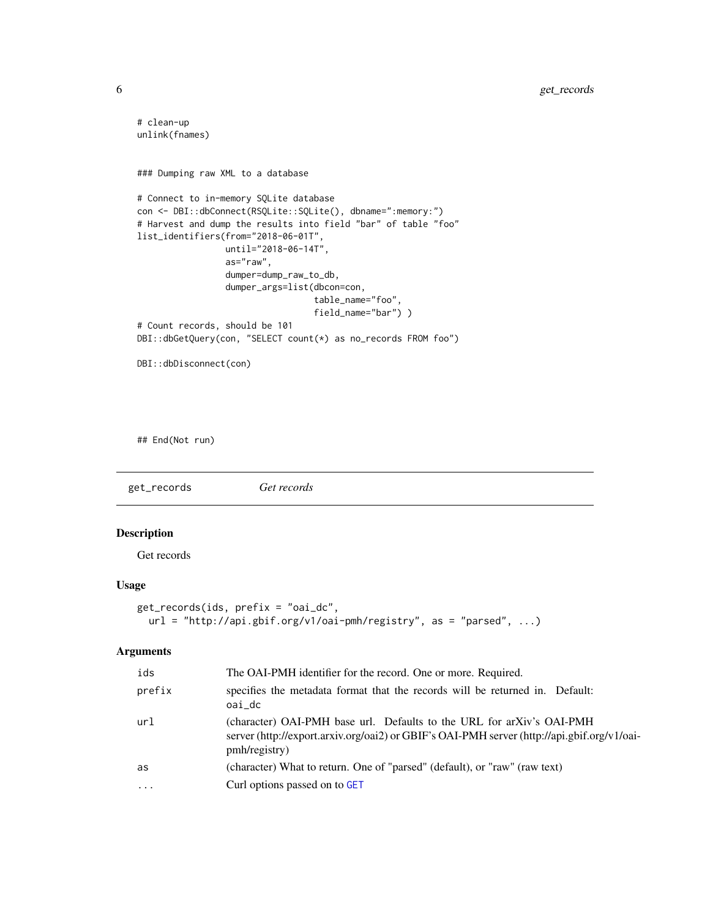```
# clean-up
unlink(fnames)


### Dumping raw XML to a database

# Connect to in-memory SQLite database
con <- DBI::dbConnect(RSQLite::SQLite(), dbname=":memory:")
# Harvest and dump the results into field "bar" of table "foo"
list_identifiers(from="2018-06-01T",
                 until="2018-06-14T",
                 as="raw",
                 dumper=dump_raw_to_db,
                 dumper_args=list(dbcon=con,
                                  table_name="foo",
                                  field_name="bar") )
# Count records, should be 101
DBI::dbGetQuery(con, "SELECT count(*) as no_records FROM foo")

DBI::dbDisconnect(con)




## End(Not run)
```

---

## get_records *Get records*

---

### Description

Get records

### Usage

```
get_records(ids, prefix = "oai_dc",
  url = "http://api.gbif.org/v1/oai-pmh/registry", as = "parsed", ...)
```

### Arguments

| | |
|---|---|
| ids | The OAI-PMH identifier for the record. One or more. Required. |
| prefix | specifies the metadata format that the records will be returned in. Default: oai_dc |
| url | (character) OAI-PMH base url. Defaults to the URL for arXiv's OAI-PMH server (http://export.arxiv.org/oai2) or GBIF's OAI-PMH server (http://api.gbif.org/v1/oai-pmh/registry) |
| as | (character) What to return. One of "parsed" (default), or "raw" (raw text) |
| ... | Curl options passed on to GET |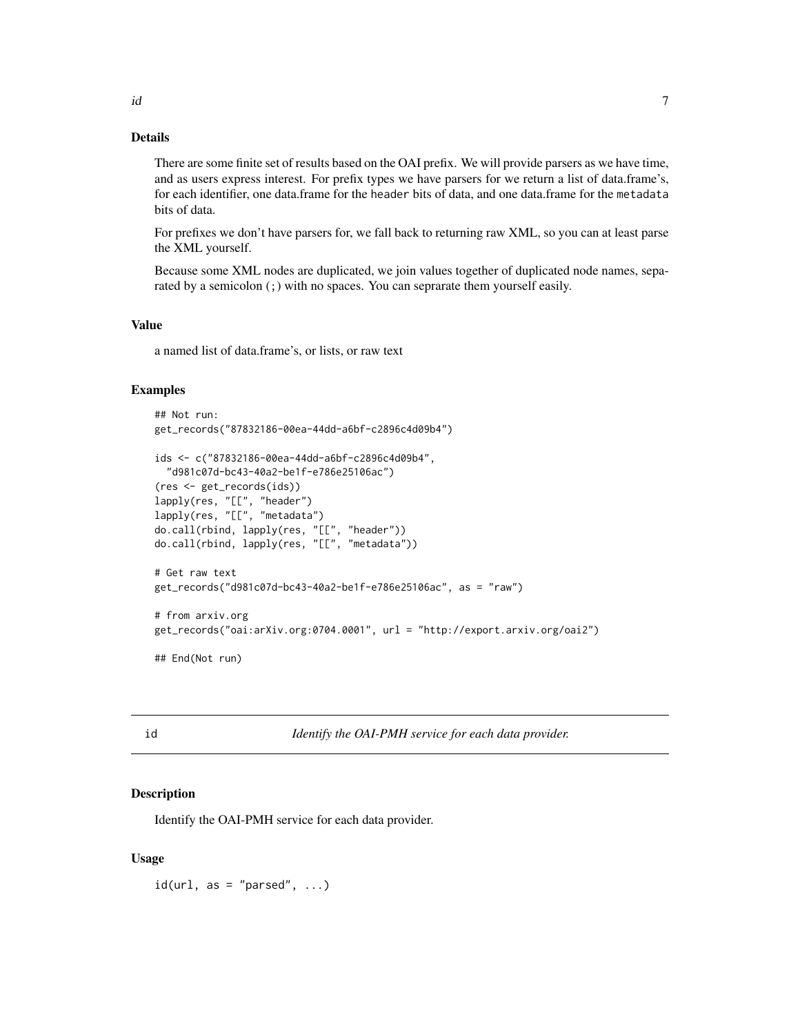### Details

There are some finite set of results based on the OAI prefix. We will provide parsers as we have time, and as users express interest. For prefix types we have parsers for we return a list of data.frame's, for each identifier, one data.frame for the `header` bits of data, and one data.frame for the `metadata` bits of data.

For prefixes we don't have parsers for, we fall back to returning raw XML, so you can at least parse the XML yourself.

Because some XML nodes are duplicated, we join values together of duplicated node names, separated by a semicolon (`;`) with no spaces. You can seprarate them yourself easily.

### Value

a named list of data.frame's, or lists, or raw text

### Examples

```
## Not run:
get_records("87832186-00ea-44dd-a6bf-c2896c4d09b4")

ids <- c("87832186-00ea-44dd-a6bf-c2896c4d09b4",
  "d981c07d-bc43-40a2-be1f-e786e25106ac")
(res <- get_records(ids))
lapply(res, "[[", "header")
lapply(res, "[[", "metadata")
do.call(rbind, lapply(res, "[[", "header"))
do.call(rbind, lapply(res, "[[", "metadata"))

# Get raw text
get_records("d981c07d-bc43-40a2-be1f-e786e25106ac", as = "raw")

# from arxiv.org
get_records("oai:arXiv.org:0704.0001", url = "http://export.arxiv.org/oai2")

## End(Not run)
```

---

## id — *Identify the OAI-PMH service for each data provider.*

---

### Description

Identify the OAI-PMH service for each data provider.

### Usage

```
id(url, as = "parsed", ...)
```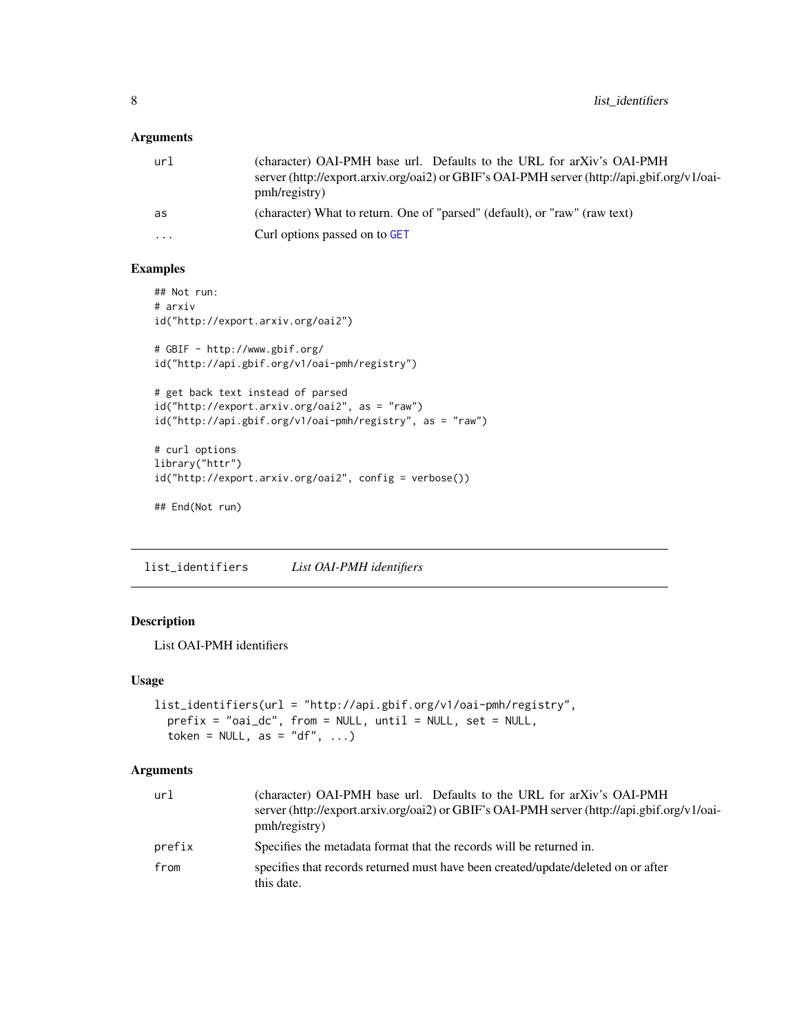## Arguments

| | |
|---|---|
| url | (character) OAI-PMH base url. Defaults to the URL for arXiv's OAI-PMH server (http://export.arxiv.org/oai2) or GBIF's OAI-PMH server (http://api.gbif.org/v1/oai-pmh/registry) |
| as | (character) What to return. One of "parsed" (default), or "raw" (raw text) |
| ... | Curl options passed on to GET |

## Examples

```
## Not run:
# arxiv
id("http://export.arxiv.org/oai2")

# GBIF - http://www.gbif.org/
id("http://api.gbif.org/v1/oai-pmh/registry")

# get back text instead of parsed
id("http://export.arxiv.org/oai2", as = "raw")
id("http://api.gbif.org/v1/oai-pmh/registry", as = "raw")

# curl options
library("httr")
id("http://export.arxiv.org/oai2", config = verbose())

## End(Not run)
```

---

# list_identifiers *List OAI-PMH identifiers*

## Description

List OAI-PMH identifiers

## Usage

```
list_identifiers(url = "http://api.gbif.org/v1/oai-pmh/registry",
  prefix = "oai_dc", from = NULL, until = NULL, set = NULL,
  token = NULL, as = "df", ...)
```

## Arguments

| | |
|---|---|
| url | (character) OAI-PMH base url. Defaults to the URL for arXiv's OAI-PMH server (http://export.arxiv.org/oai2) or GBIF's OAI-PMH server (http://api.gbif.org/v1/oai-pmh/registry) |
| prefix | Specifies the metadata format that the records will be returned in. |
| from | specifies that records returned must have been created/update/deleted on or after this date. |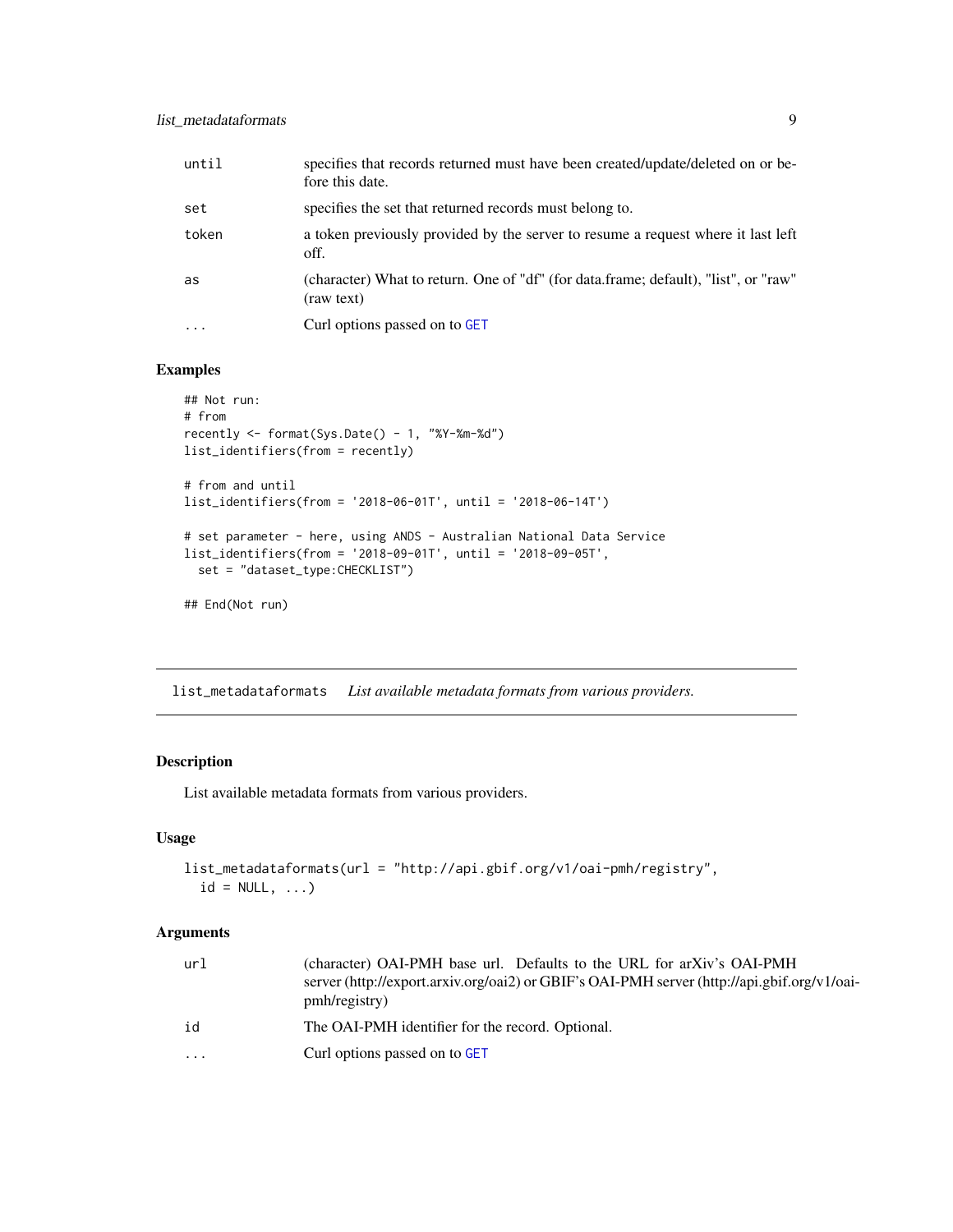| | |
|---|---|
| until | specifies that records returned must have been created/update/deleted on or before this date. |
| set | specifies the set that returned records must belong to. |
| token | a token previously provided by the server to resume a request where it last left off. |
| as | (character) What to return. One of "df" (for data.frame; default), "list", or "raw" (raw text) |
| ... | Curl options passed on to GET |

## Examples

```
## Not run:
# from
recently <- format(Sys.Date() - 1, "%Y-%m-%d")
list_identifiers(from = recently)

# from and until
list_identifiers(from = '2018-06-01T', until = '2018-06-14T')

# set parameter - here, using ANDS - Australian National Data Service
list_identifiers(from = '2018-09-01T', until = '2018-09-05T',
  set = "dataset_type:CHECKLIST")

## End(Not run)
```

---

# list_metadataformats *List available metadata formats from various providers.*

---

## Description

List available metadata formats from various providers.

## Usage

```
list_metadataformats(url = "http://api.gbif.org/v1/oai-pmh/registry",
  id = NULL, ...)
```

## Arguments

| | |
|---|---|
| url | (character) OAI-PMH base url. Defaults to the URL for arXiv's OAI-PMH server (http://export.arxiv.org/oai2) or GBIF's OAI-PMH server (http://api.gbif.org/v1/oai-pmh/registry) |
| id | The OAI-PMH identifier for the record. Optional. |
| ... | Curl options passed on to GET |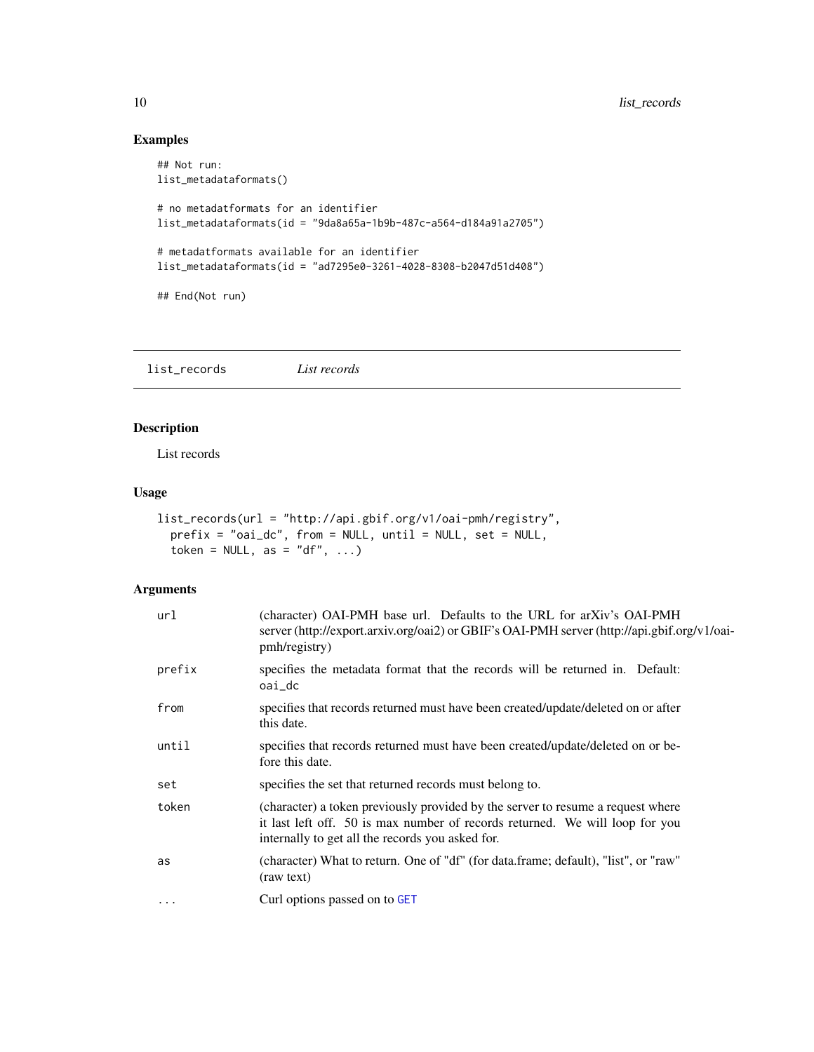## Examples

```
## Not run:
list_metadataformats()

# no metadatformats for an identifier
list_metadataformats(id = "9da8a65a-1b9b-487c-a564-d184a91a2705")

# metadatformats available for an identifier
list_metadataformats(id = "ad7295e0-3261-4028-8308-b2047d51d408")

## End(Not run)
```

---

# list_records *List records*

## Description

List records

## Usage

```
list_records(url = "http://api.gbif.org/v1/oai-pmh/registry",
  prefix = "oai_dc", from = NULL, until = NULL, set = NULL,
  token = NULL, as = "df", ...)
```

## Arguments

| | |
|---|---|
| url | (character) OAI-PMH base url. Defaults to the URL for arXiv's OAI-PMH server (http://export.arxiv.org/oai2) or GBIF's OAI-PMH server (http://api.gbif.org/v1/oai-pmh/registry) |
| prefix | specifies the metadata format that the records will be returned in. Default: oai_dc |
| from | specifies that records returned must have been created/update/deleted on or after this date. |
| until | specifies that records returned must have been created/update/deleted on or before this date. |
| set | specifies the set that returned records must belong to. |
| token | (character) a token previously provided by the server to resume a request where it last left off. 50 is max number of records returned. We will loop for you internally to get all the records you asked for. |
| as | (character) What to return. One of "df" (for data.frame; default), "list", or "raw" (raw text) |
| ... | Curl options passed on to GET |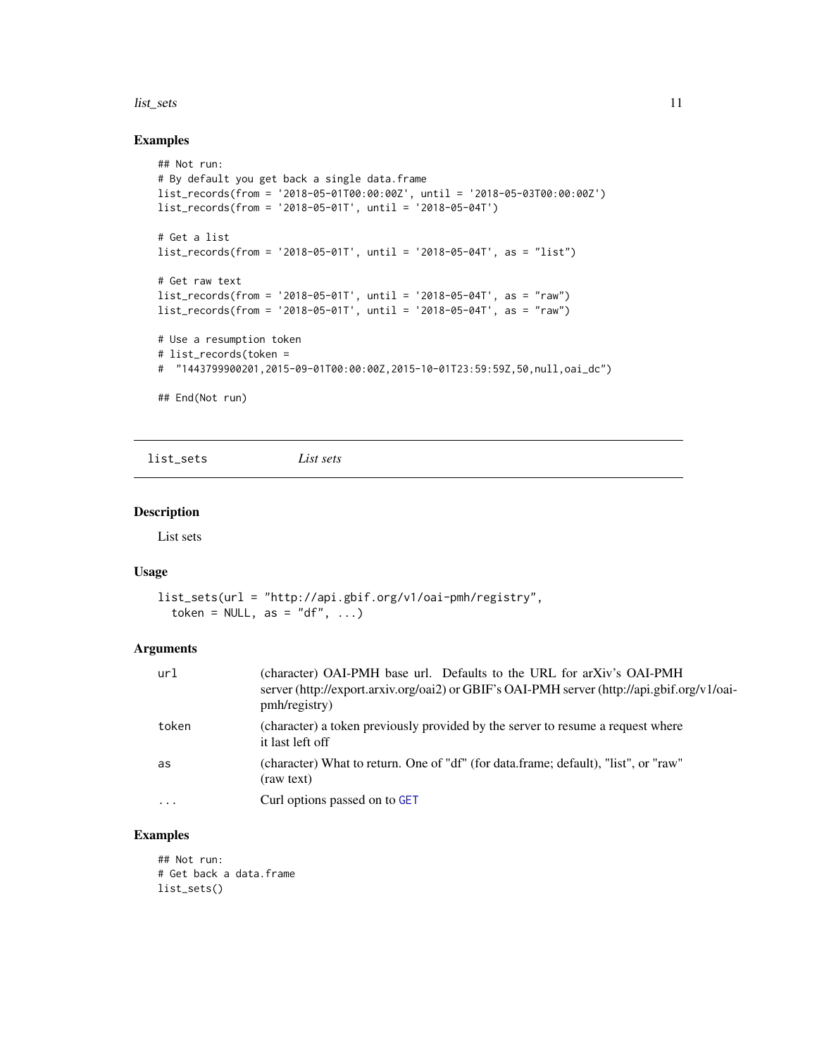## Examples

```
## Not run:
# By default you get back a single data.frame
list_records(from = '2018-05-01T00:00:00Z', until = '2018-05-03T00:00:00Z')
list_records(from = '2018-05-01T', until = '2018-05-04T')

# Get a list
list_records(from = '2018-05-01T', until = '2018-05-04T', as = "list")

# Get raw text
list_records(from = '2018-05-01T', until = '2018-05-04T', as = "raw")
list_records(from = '2018-05-01T', until = '2018-05-04T', as = "raw")

# Use a resumption token
# list_records(token =
#  "1443799900201,2015-09-01T00:00:00Z,2015-10-01T23:59:59Z,50,null,oai_dc")

## End(Not run)
```

---

# list_sets *List sets*

---

## Description

List sets

## Usage

```
list_sets(url = "http://api.gbif.org/v1/oai-pmh/registry",
  token = NULL, as = "df", ...)
```

## Arguments

| | |
|---|---|
| url | (character) OAI-PMH base url. Defaults to the URL for arXiv's OAI-PMH server (http://export.arxiv.org/oai2) or GBIF's OAI-PMH server (http://api.gbif.org/v1/oai-pmh/registry) |
| token | (character) a token previously provided by the server to resume a request where it last left off |
| as | (character) What to return. One of "df" (for data.frame; default), "list", or "raw" (raw text) |
| ... | Curl options passed on to GET |

## Examples

```
## Not run:
# Get back a data.frame
list_sets()
```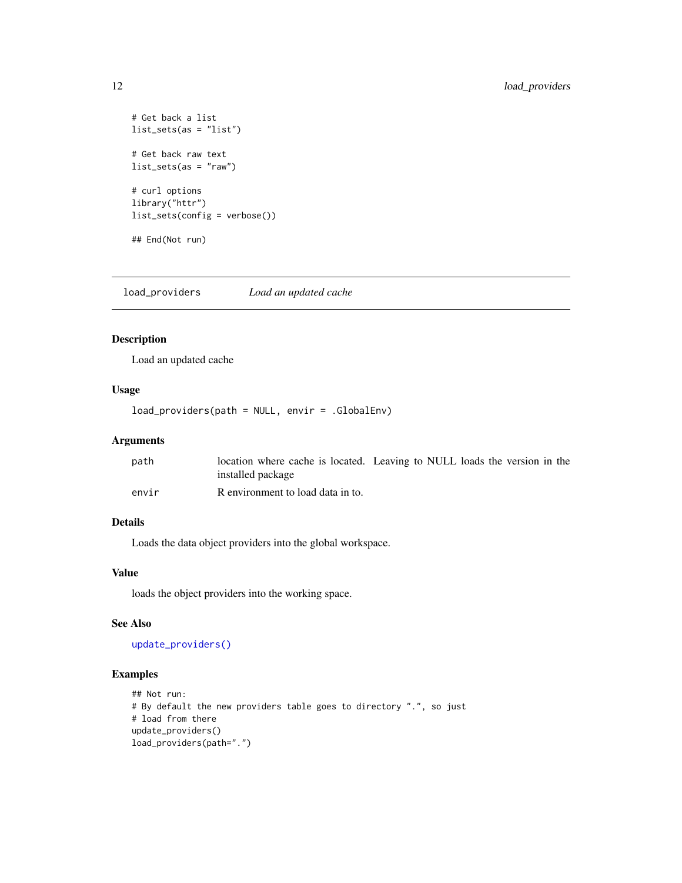```
# Get back a list
list_sets(as = "list")

# Get back raw text
list_sets(as = "raw")

# curl options
library("httr")
list_sets(config = verbose())

## End(Not run)
```

## load_providers *Load an updated cache*

### Description

Load an updated cache

### Usage

```
load_providers(path = NULL, envir = .GlobalEnv)
```

### Arguments

| | |
|---|---|
| path | location where cache is located. Leaving to NULL loads the version in the installed package |
| envir | R environment to load data in to. |

### Details

Loads the data object providers into the global workspace.

### Value

loads the object providers into the working space.

### See Also

update_providers()

### Examples

```
## Not run:
# By default the new providers table goes to directory ".", so just
# load from there
update_providers()
load_providers(path=".")
```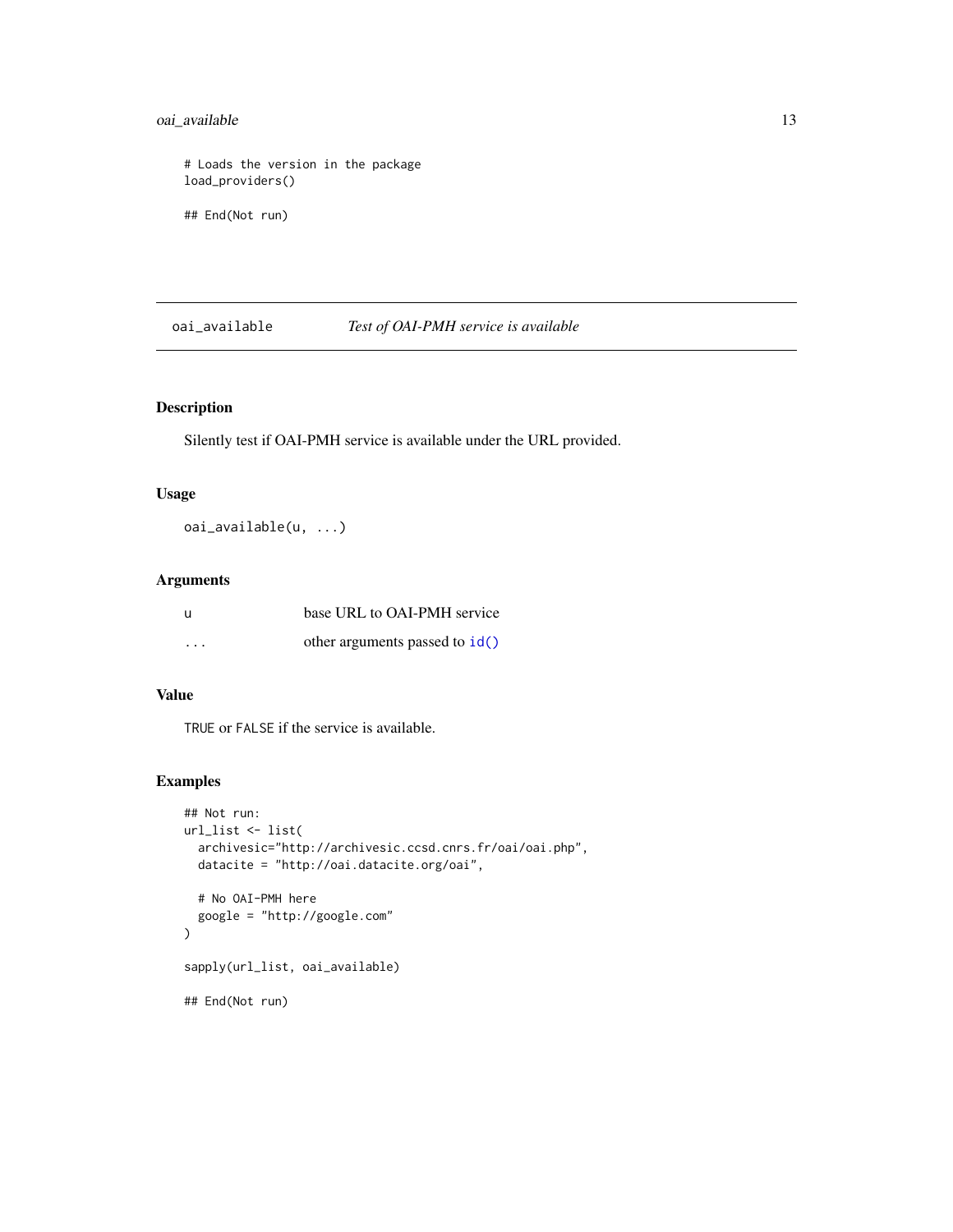```
# Loads the version in the package
load_providers()

## End(Not run)
```

## oai_available — *Test of OAI-PMH service is available*

### Description

Silently test if OAI-PMH service is available under the URL provided.

### Usage

```
oai_available(u, ...)
```

### Arguments

| | |
|---|---|
| u | base URL to OAI-PMH service |
| ... | other arguments passed to id() |

### Value

TRUE or FALSE if the service is available.

### Examples

```
## Not run:
url_list <- list(
  archivesic="http://archivesic.ccsd.cnrs.fr/oai/oai.php",
  datacite = "http://oai.datacite.org/oai",

  # No OAI-PMH here
  google = "http://google.com"
)

sapply(url_list, oai_available)

## End(Not run)
```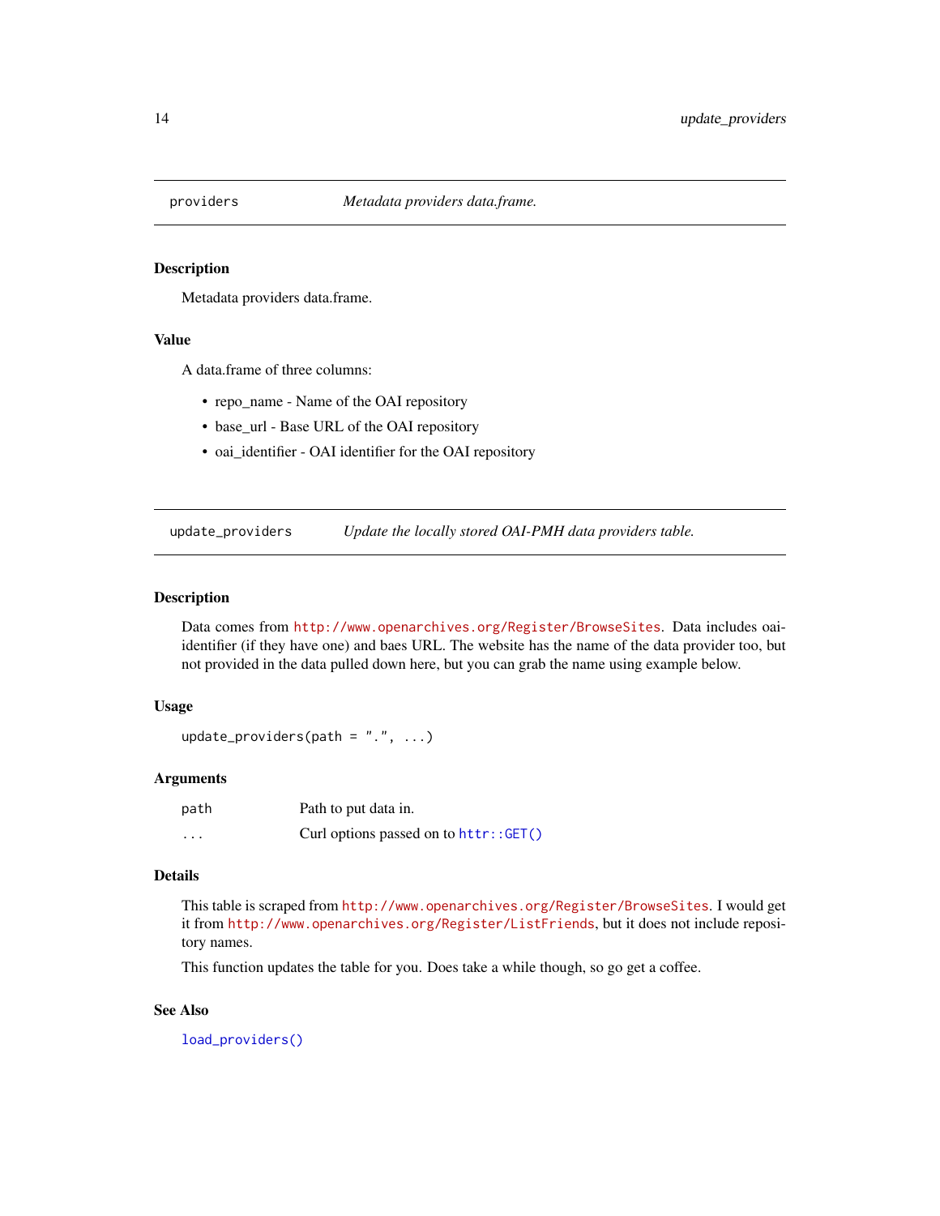## providers — *Metadata providers data.frame.*

### Description

Metadata providers data.frame.

### Value

A data.frame of three columns:

- repo_name - Name of the OAI repository
- base_url - Base URL of the OAI repository
- oai_identifier - OAI identifier for the OAI repository

## update_providers — *Update the locally stored OAI-PMH data providers table.*

### Description

Data comes from `http://www.openarchives.org/Register/BrowseSites`. Data includes oai-identifier (if they have one) and baes URL. The website has the name of the data provider too, but not provided in the data pulled down here, but you can grab the name using example below.

### Usage

```
update_providers(path = ".", ...)
```

### Arguments

| | |
|---|---|
| `path` | Path to put data in. |
| `...` | Curl options passed on to `httr::GET()` |

### Details

This table is scraped from `http://www.openarchives.org/Register/BrowseSites`. I would get it from `http://www.openarchives.org/Register/ListFriends`, but it does not include repository names.

This function updates the table for you. Does take a while though, so go get a coffee.

### See Also

`load_providers()`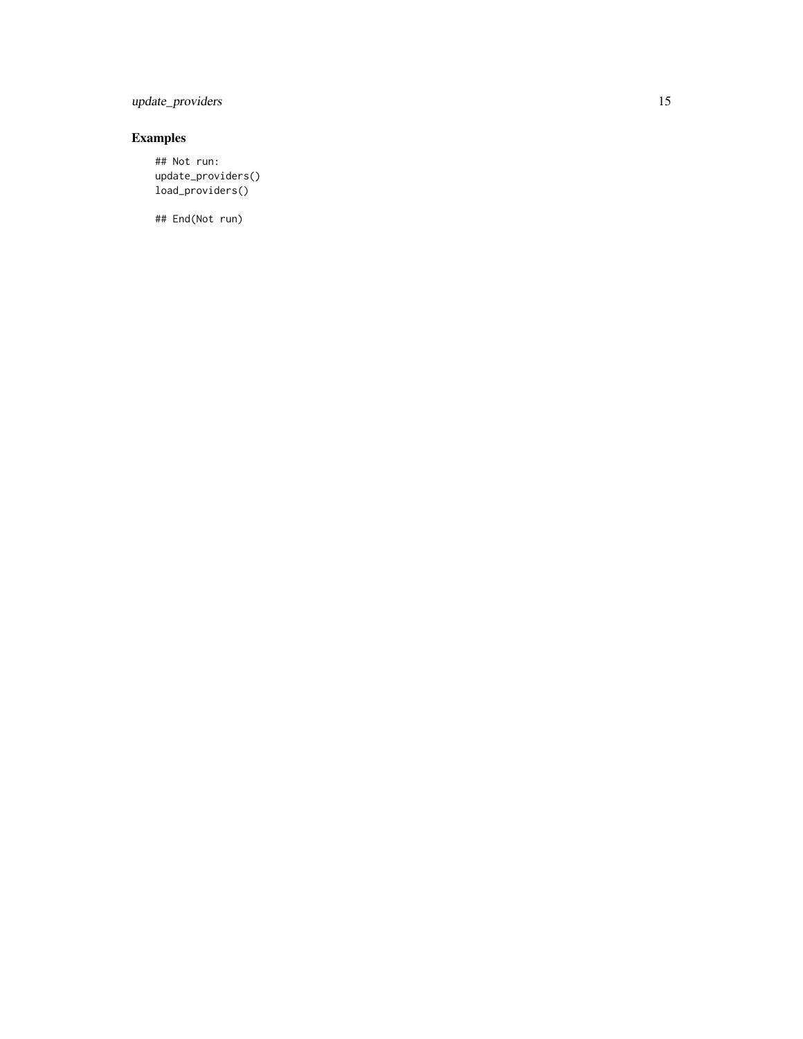## Examples

```
## Not run:
update_providers()
load_providers()

## End(Not run)
```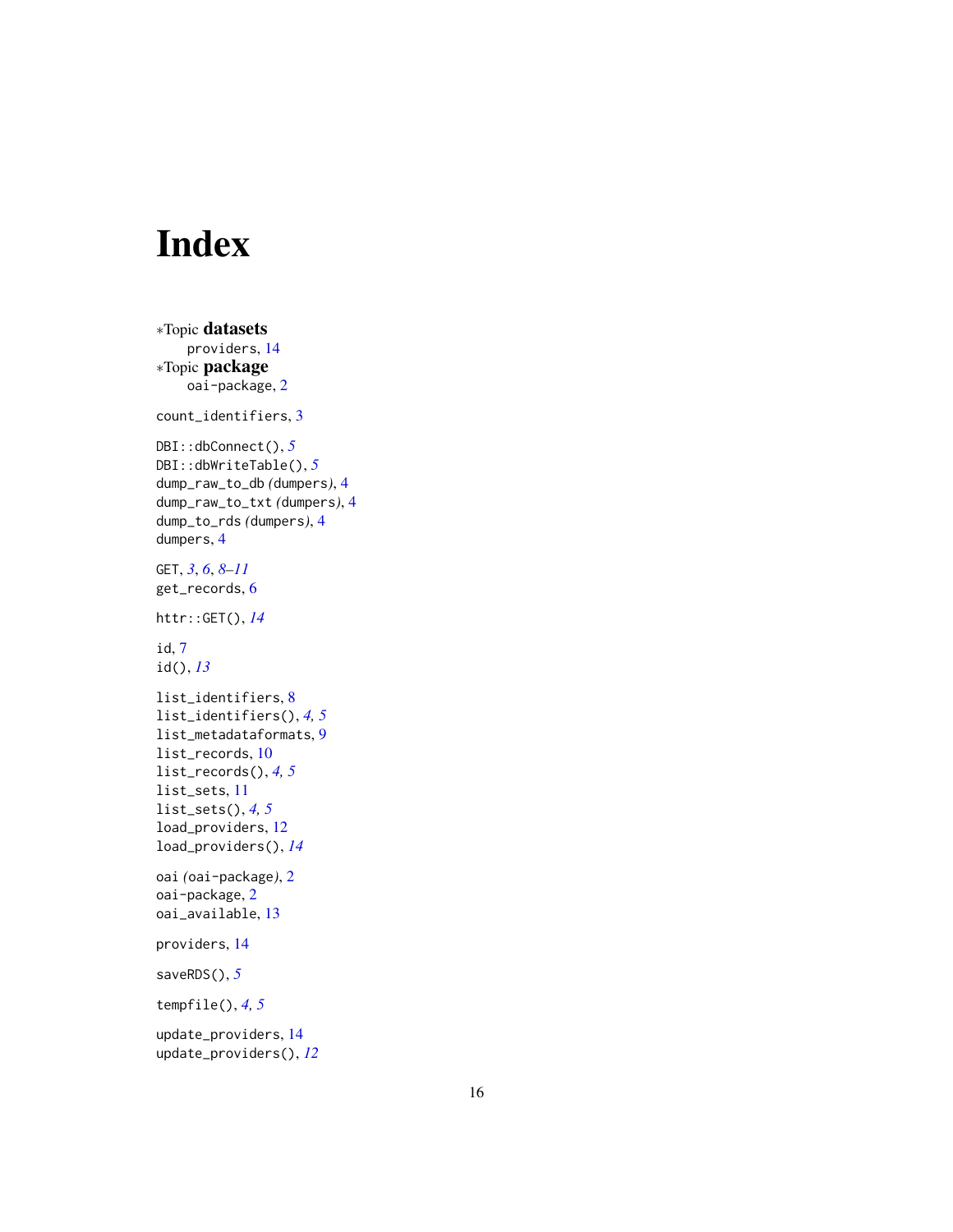# Index

*Topic **datasets**
    providers, 14
*Topic **package**
    oai-package, 2

count_identifiers, 3

DBI::dbConnect(), *5*
DBI::dbWriteTable(), *5*
dump_raw_to_db *(*dumpers*)*, 4
dump_raw_to_txt *(*dumpers*)*, 4
dump_to_rds *(*dumpers*)*, 4
dumpers, 4

GET, *3*, *6*, *8–11*
get_records, 6

httr::GET(), *14*

id, 7
id(), *13*

list_identifiers, 8
list_identifiers(), *4, 5*
list_metadataformats, 9
list_records, 10
list_records(), *4, 5*
list_sets, 11
list_sets(), *4, 5*
load_providers, 12
load_providers(), *14*

oai *(*oai-package*)*, 2
oai-package, 2
oai_available, 13

providers, 14

saveRDS(), *5*

tempfile(), *4, 5*

update_providers, 14
update_providers(), *12*